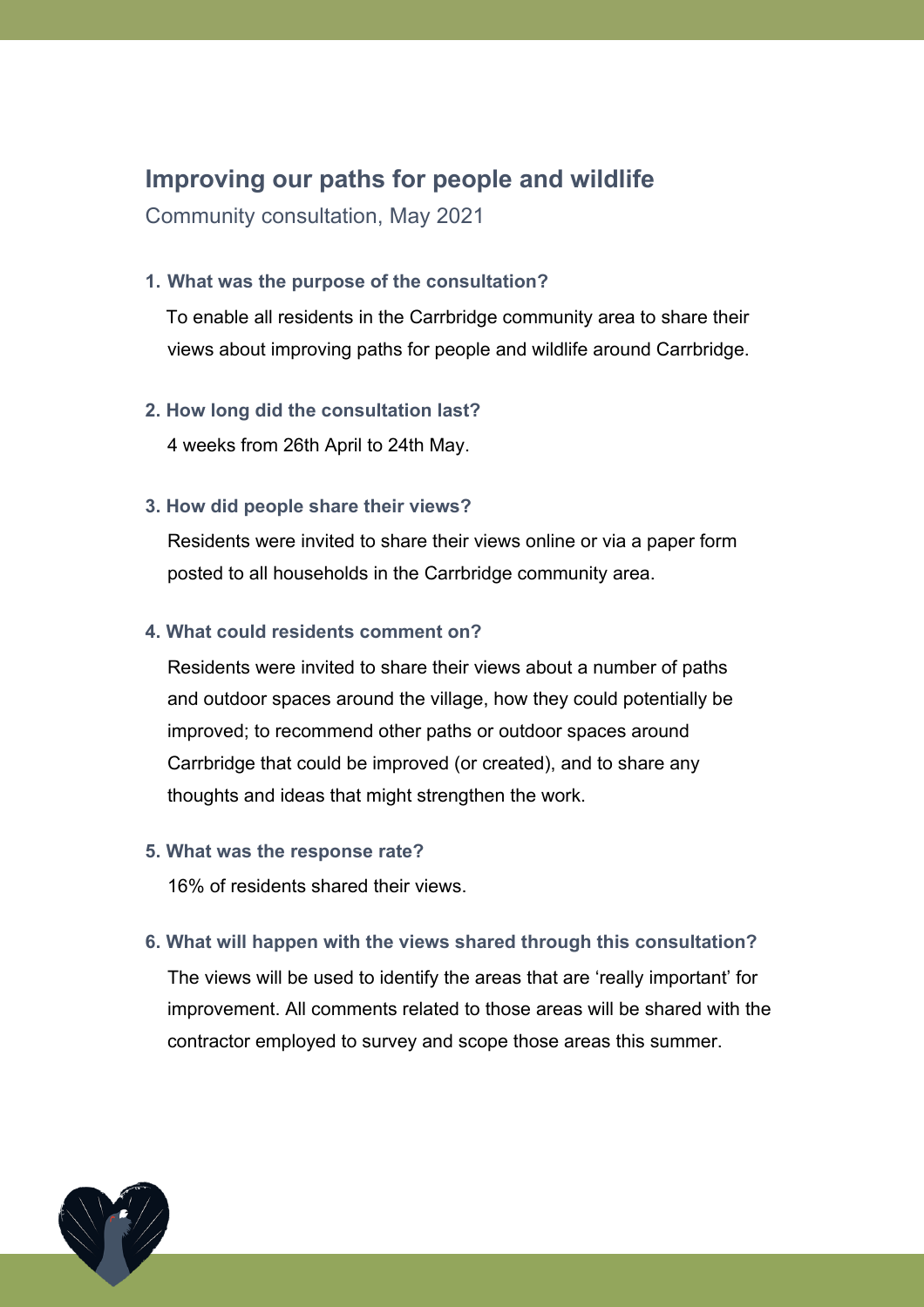# Improving our paths for people and wildlife

Community consultation, May 2021

1. **What was the purpose of the consultation?**

   To enable all residents in the Carrbridge community area to share their views about improving paths for people and wildlife around Carrbridge.

2. **How long did the consultation last?**

   4 weeks from 26th April to 24th May.

3. **How did people share their views?**

   Residents were invited to share their views online or via a paper form posted to all households in the Carrbridge community area.

4. **What could residents comment on?**

   Residents were invited to share their views about a number of paths and outdoor spaces around the village, how they could potentially be improved; to recommend other paths or outdoor spaces around Carrbridge that could be improved (or created), and to share any thoughts and ideas that might strengthen the work.

5. **What was the response rate?**

   16% of residents shared their views.

6. **What will happen with the views shared through this consultation?**

   The views will be used to identify the areas that are 'really important' for improvement. All comments related to those areas will be shared with the contractor employed to survey and scope those areas this summer.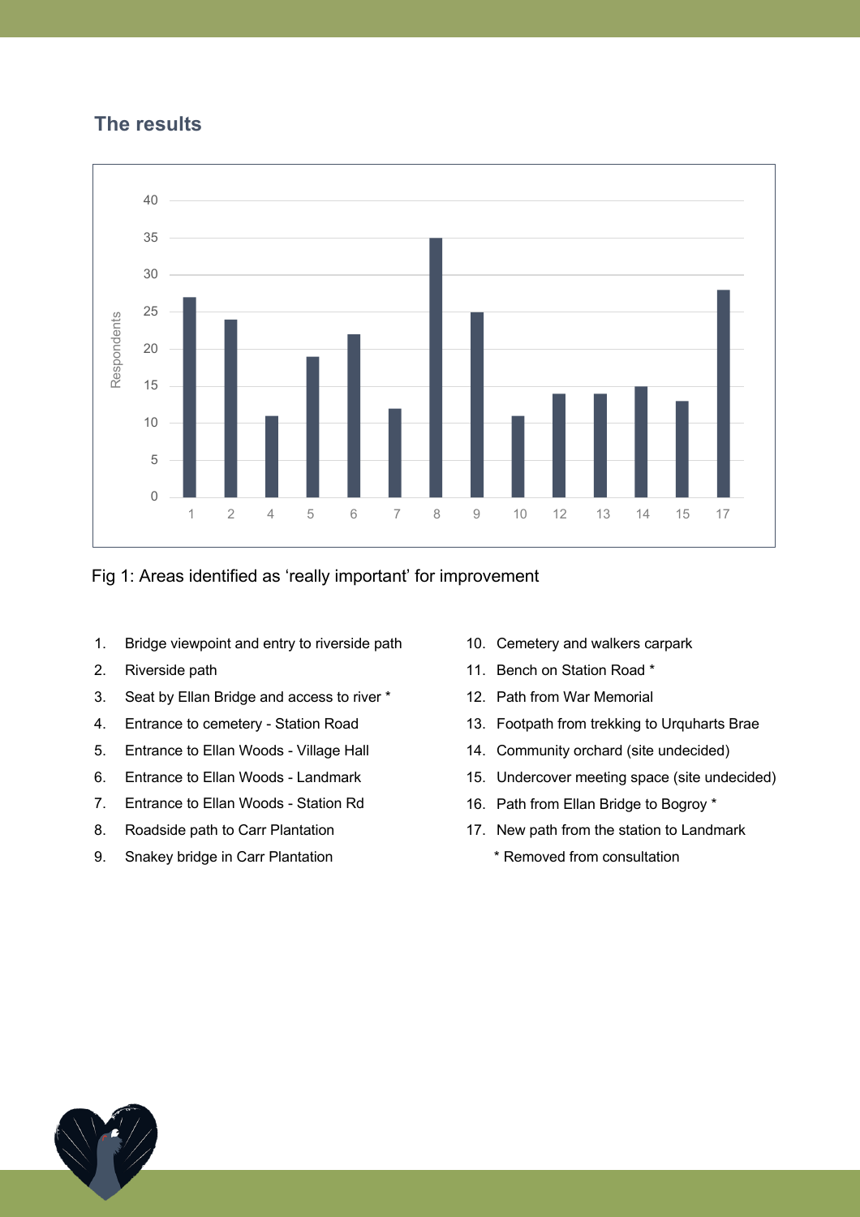## The results

40
35
30
25
20
15
10
5
0

Respondents

1 2 4 5 6 7 8 9 10 12 13 14 15 17

Fig 1: Areas identified as 'really important' for improvement

1. Bridge viewpoint and entry to riverside path
2. Riverside path
3. Seat by Ellan Bridge and access to river *
4. Entrance to cemetery - Station Road
5. Entrance to Ellan Woods - Village Hall
6. Entrance to Ellan Woods - Landmark
7. Entrance to Ellan Woods - Station Rd
8. Roadside path to Carr Plantation
9. Snakey bridge in Carr Plantation
10. Cemetery and walkers carpark
11. Bench on Station Road *
12. Path from War Memorial
13. Footpath from trekking to Urquharts Brae
14. Community orchard (site undecided)
15. Undercover meeting space (site undecided)
16. Path from Ellan Bridge to Bogroy *
17. New path from the station to Landmark

\* Removed from consultation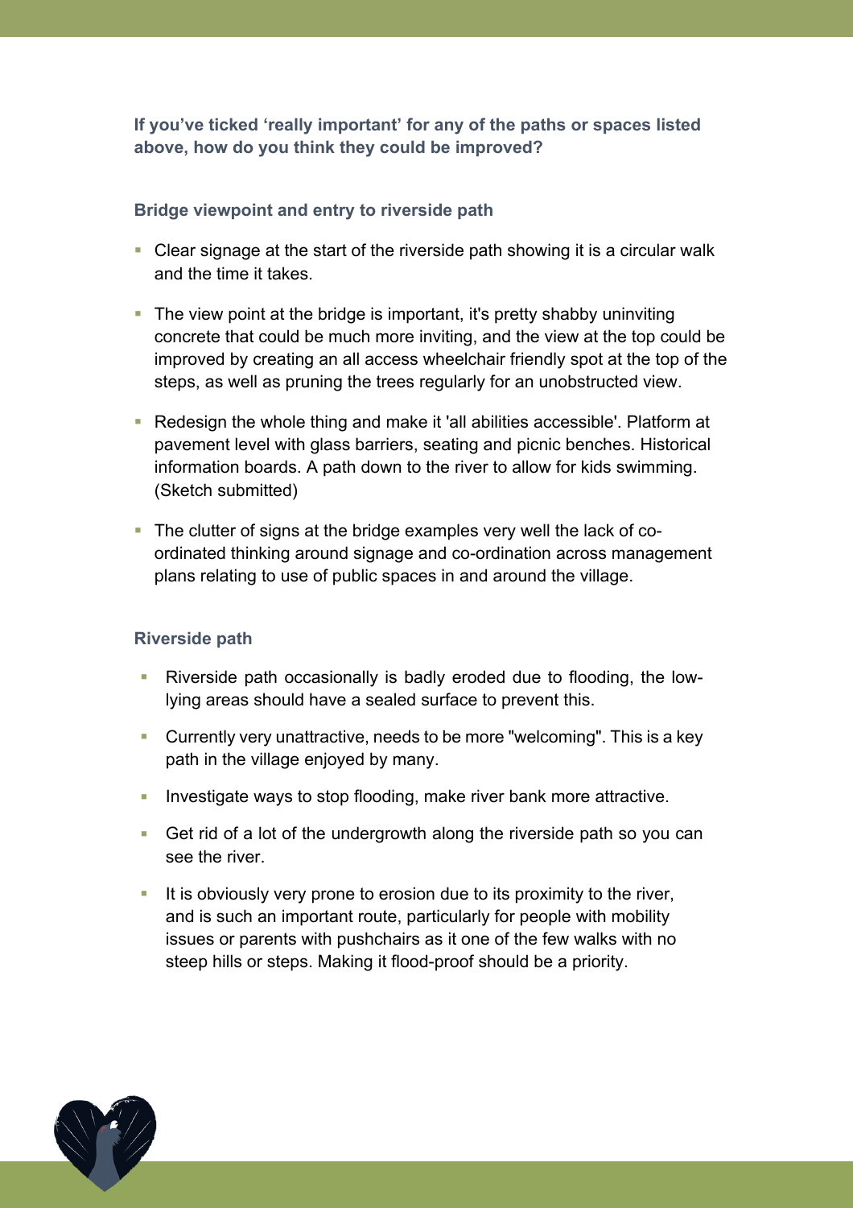**If you've ticked 'really important' for any of the paths or spaces listed above, how do you think they could be improved?**

### Bridge viewpoint and entry to riverside path

- Clear signage at the start of the riverside path showing it is a circular walk and the time it takes.
- The view point at the bridge is important, it's pretty shabby uninviting concrete that could be much more inviting, and the view at the top could be improved by creating an all access wheelchair friendly spot at the top of the steps, as well as pruning the trees regularly for an unobstructed view.
- Redesign the whole thing and make it 'all abilities accessible'. Platform at pavement level with glass barriers, seating and picnic benches. Historical information boards. A path down to the river to allow for kids swimming. (Sketch submitted)
- The clutter of signs at the bridge examples very well the lack of co-ordinated thinking around signage and co-ordination across management plans relating to use of public spaces in and around the village.

### Riverside path

- Riverside path occasionally is badly eroded due to flooding, the low-lying areas should have a sealed surface to prevent this.
- Currently very unattractive, needs to be more "welcoming". This is a key path in the village enjoyed by many.
- Investigate ways to stop flooding, make river bank more attractive.
- Get rid of a lot of the undergrowth along the riverside path so you can see the river.
- It is obviously very prone to erosion due to its proximity to the river, and is such an important route, particularly for people with mobility issues or parents with pushchairs as it one of the few walks with no steep hills or steps. Making it flood-proof should be a priority.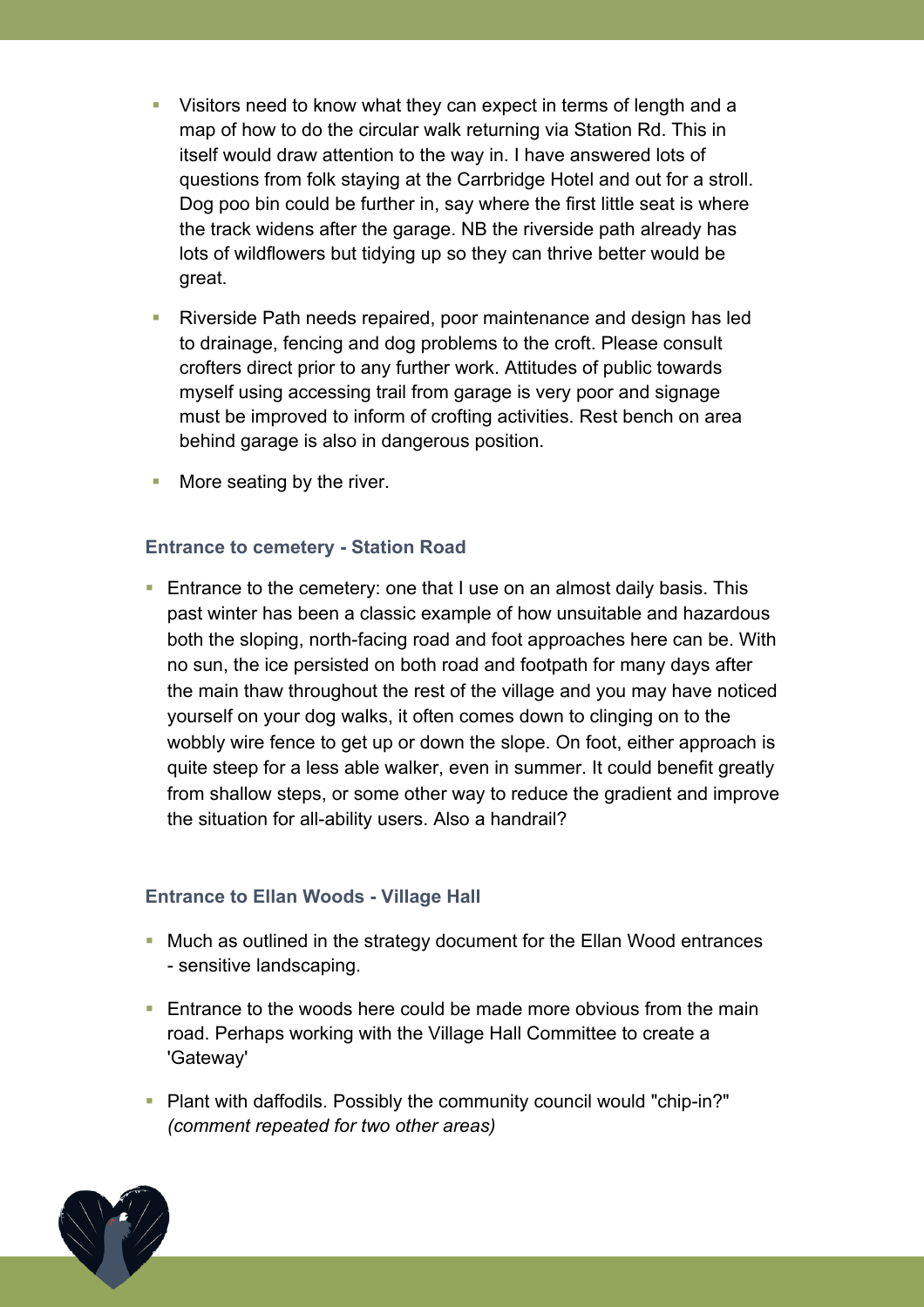- Visitors need to know what they can expect in terms of length and a map of how to do the circular walk returning via Station Rd. This in itself would draw attention to the way in. I have answered lots of questions from folk staying at the Carrbridge Hotel and out for a stroll. Dog poo bin could be further in, say where the first little seat is where the track widens after the garage. NB the riverside path already has lots of wildflowers but tidying up so they can thrive better would be great.
- Riverside Path needs repaired, poor maintenance and design has led to drainage, fencing and dog problems to the croft. Please consult crofters direct prior to any further work. Attitudes of public towards myself using accessing trail from garage is very poor and signage must be improved to inform of crofting activities. Rest bench on area behind garage is also in dangerous position.
- More seating by the river.

### Entrance to cemetery - Station Road

- Entrance to the cemetery: one that I use on an almost daily basis. This past winter has been a classic example of how unsuitable and hazardous both the sloping, north-facing road and foot approaches here can be. With no sun, the ice persisted on both road and footpath for many days after the main thaw throughout the rest of the village and you may have noticed yourself on your dog walks, it often comes down to clinging on to the wobbly wire fence to get up or down the slope. On foot, either approach is quite steep for a less able walker, even in summer. It could benefit greatly from shallow steps, or some other way to reduce the gradient and improve the situation for all-ability users. Also a handrail?

### Entrance to Ellan Woods - Village Hall

- Much as outlined in the strategy document for the Ellan Wood entrances - sensitive landscaping.
- Entrance to the woods here could be made more obvious from the main road. Perhaps working with the Village Hall Committee to create a 'Gateway'
- Plant with daffodils. Possibly the community council would "chip-in?" *(comment repeated for two other areas)*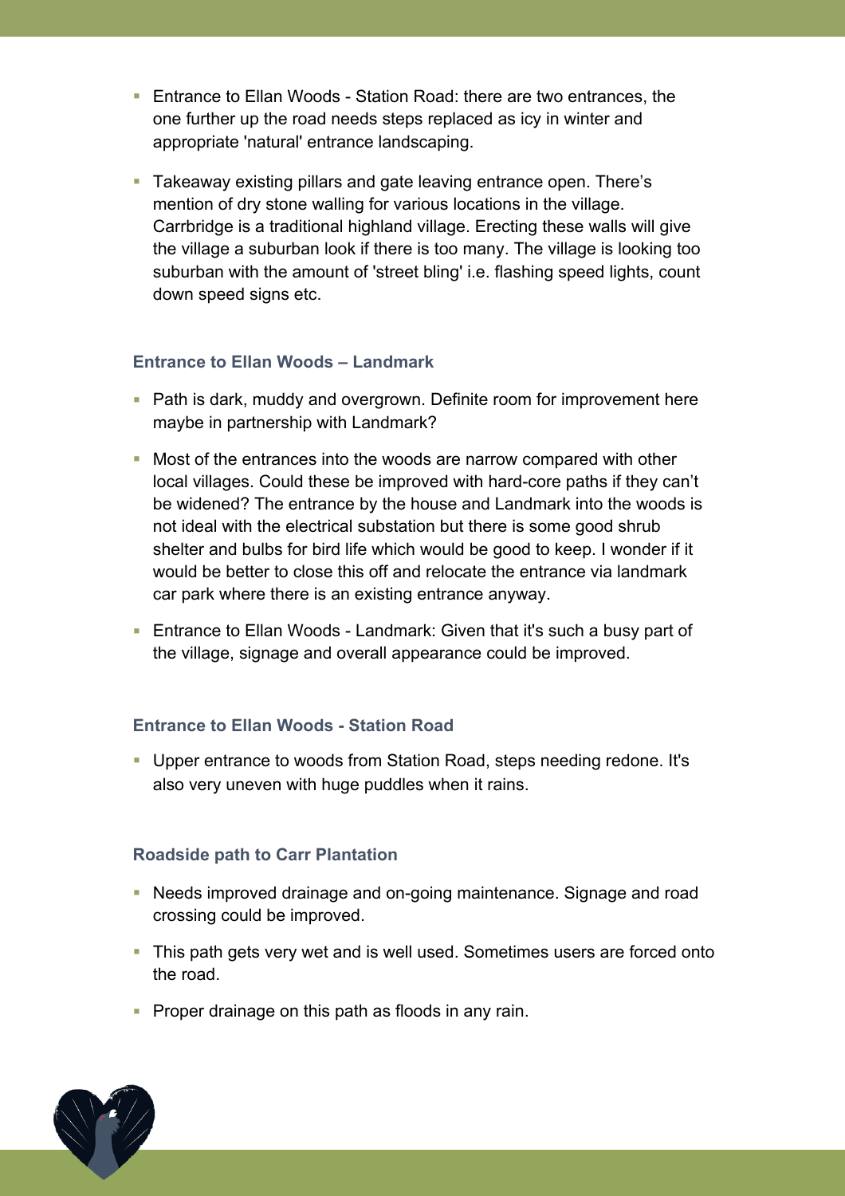- Entrance to Ellan Woods - Station Road: there are two entrances, the one further up the road needs steps replaced as icy in winter and appropriate 'natural' entrance landscaping.
- Takeaway existing pillars and gate leaving entrance open. There's mention of dry stone walling for various locations in the village. Carrbridge is a traditional highland village. Erecting these walls will give the village a suburban look if there is too many. The village is looking too suburban with the amount of 'street bling' i.e. flashing speed lights, count down speed signs etc.

### Entrance to Ellan Woods – Landmark

- Path is dark, muddy and overgrown. Definite room for improvement here maybe in partnership with Landmark?
- Most of the entrances into the woods are narrow compared with other local villages. Could these be improved with hard-core paths if they can't be widened? The entrance by the house and Landmark into the woods is not ideal with the electrical substation but there is some good shrub shelter and bulbs for bird life which would be good to keep. I wonder if it would be better to close this off and relocate the entrance via landmark car park where there is an existing entrance anyway.
- Entrance to Ellan Woods - Landmark: Given that it's such a busy part of the village, signage and overall appearance could be improved.

### Entrance to Ellan Woods - Station Road

- Upper entrance to woods from Station Road, steps needing redone. It's also very uneven with huge puddles when it rains.

### Roadside path to Carr Plantation

- Needs improved drainage and on-going maintenance. Signage and road crossing could be improved.
- This path gets very wet and is well used. Sometimes users are forced onto the road.
- Proper drainage on this path as floods in any rain.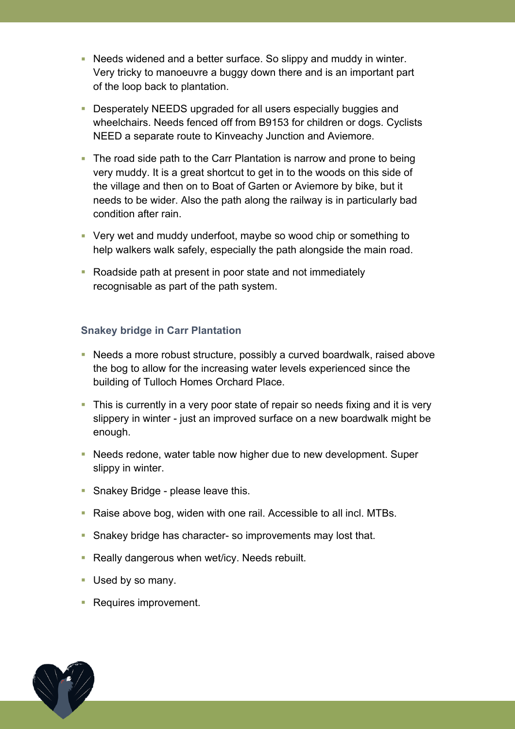- Needs widened and a better surface. So slippy and muddy in winter. Very tricky to manoeuvre a buggy down there and is an important part of the loop back to plantation.
- Desperately NEEDS upgraded for all users especially buggies and wheelchairs. Needs fenced off from B9153 for children or dogs. Cyclists NEED a separate route to Kinveachy Junction and Aviemore.
- The road side path to the Carr Plantation is narrow and prone to being very muddy. It is a great shortcut to get in to the woods on this side of the village and then on to Boat of Garten or Aviemore by bike, but it needs to be wider. Also the path along the railway is in particularly bad condition after rain.
- Very wet and muddy underfoot, maybe so wood chip or something to help walkers walk safely, especially the path alongside the main road.
- Roadside path at present in poor state and not immediately recognisable as part of the path system.

### Snakey bridge in Carr Plantation

- Needs a more robust structure, possibly a curved boardwalk, raised above the bog to allow for the increasing water levels experienced since the building of Tulloch Homes Orchard Place.
- This is currently in a very poor state of repair so needs fixing and it is very slippery in winter - just an improved surface on a new boardwalk might be enough.
- Needs redone, water table now higher due to new development. Super slippy in winter.
- Snakey Bridge - please leave this.
- Raise above bog, widen with one rail. Accessible to all incl. MTBs.
- Snakey bridge has character- so improvements may lost that.
- Really dangerous when wet/icy. Needs rebuilt.
- Used by so many.
- Requires improvement.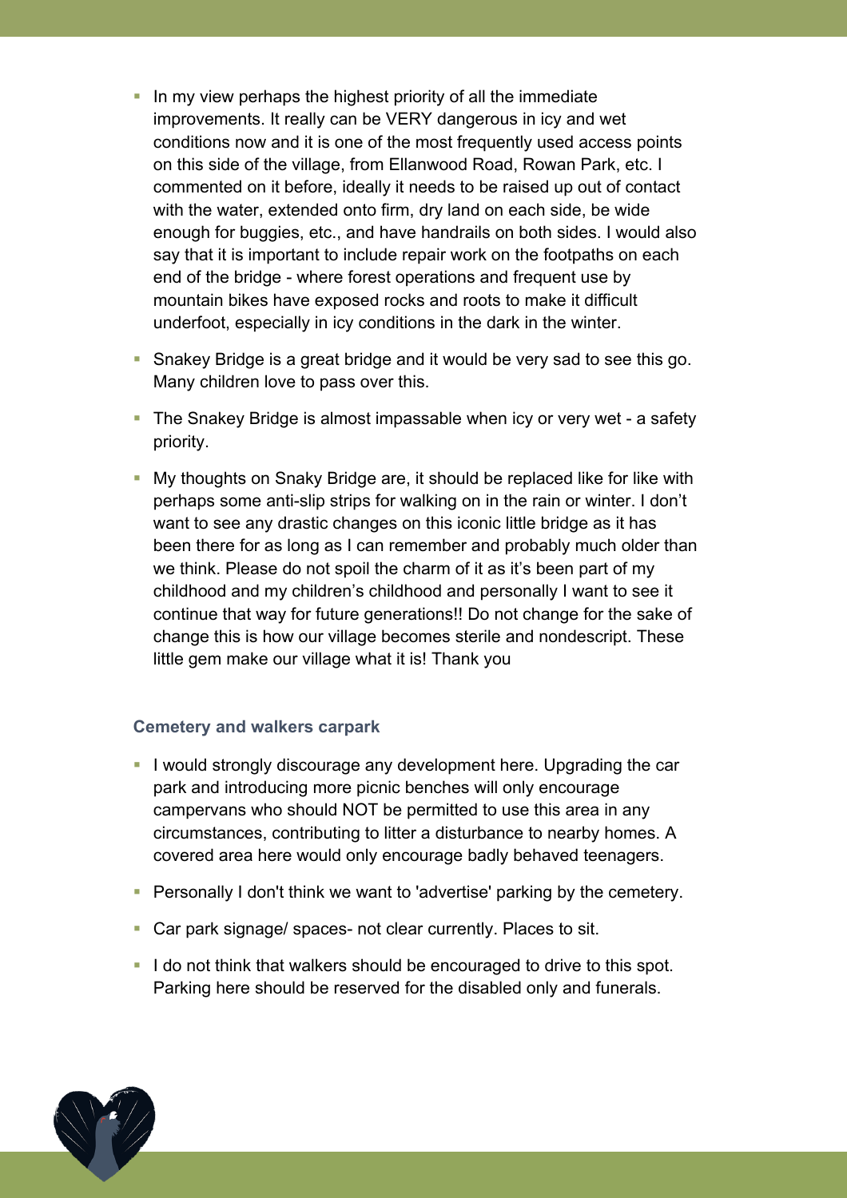- In my view perhaps the highest priority of all the immediate improvements. It really can be VERY dangerous in icy and wet conditions now and it is one of the most frequently used access points on this side of the village, from Ellanwood Road, Rowan Park, etc. I commented on it before, ideally it needs to be raised up out of contact with the water, extended onto firm, dry land on each side, be wide enough for buggies, etc., and have handrails on both sides. I would also say that it is important to include repair work on the footpaths on each end of the bridge - where forest operations and frequent use by mountain bikes have exposed rocks and roots to make it difficult underfoot, especially in icy conditions in the dark in the winter.
- Snakey Bridge is a great bridge and it would be very sad to see this go. Many children love to pass over this.
- The Snakey Bridge is almost impassable when icy or very wet - a safety priority.
- My thoughts on Snaky Bridge are, it should be replaced like for like with perhaps some anti-slip strips for walking on in the rain or winter. I don't want to see any drastic changes on this iconic little bridge as it has been there for as long as I can remember and probably much older than we think. Please do not spoil the charm of it as it's been part of my childhood and my children's childhood and personally I want to see it continue that way for future generations!! Do not change for the sake of change this is how our village becomes sterile and nondescript. These little gem make our village what it is! Thank you

### Cemetery and walkers carpark

- I would strongly discourage any development here. Upgrading the car park and introducing more picnic benches will only encourage campervans who should NOT be permitted to use this area in any circumstances, contributing to litter a disturbance to nearby homes. A covered area here would only encourage badly behaved teenagers.
- Personally I don't think we want to 'advertise' parking by the cemetery.
- Car park signage/ spaces- not clear currently. Places to sit.
- I do not think that walkers should be encouraged to drive to this spot. Parking here should be reserved for the disabled only and funerals.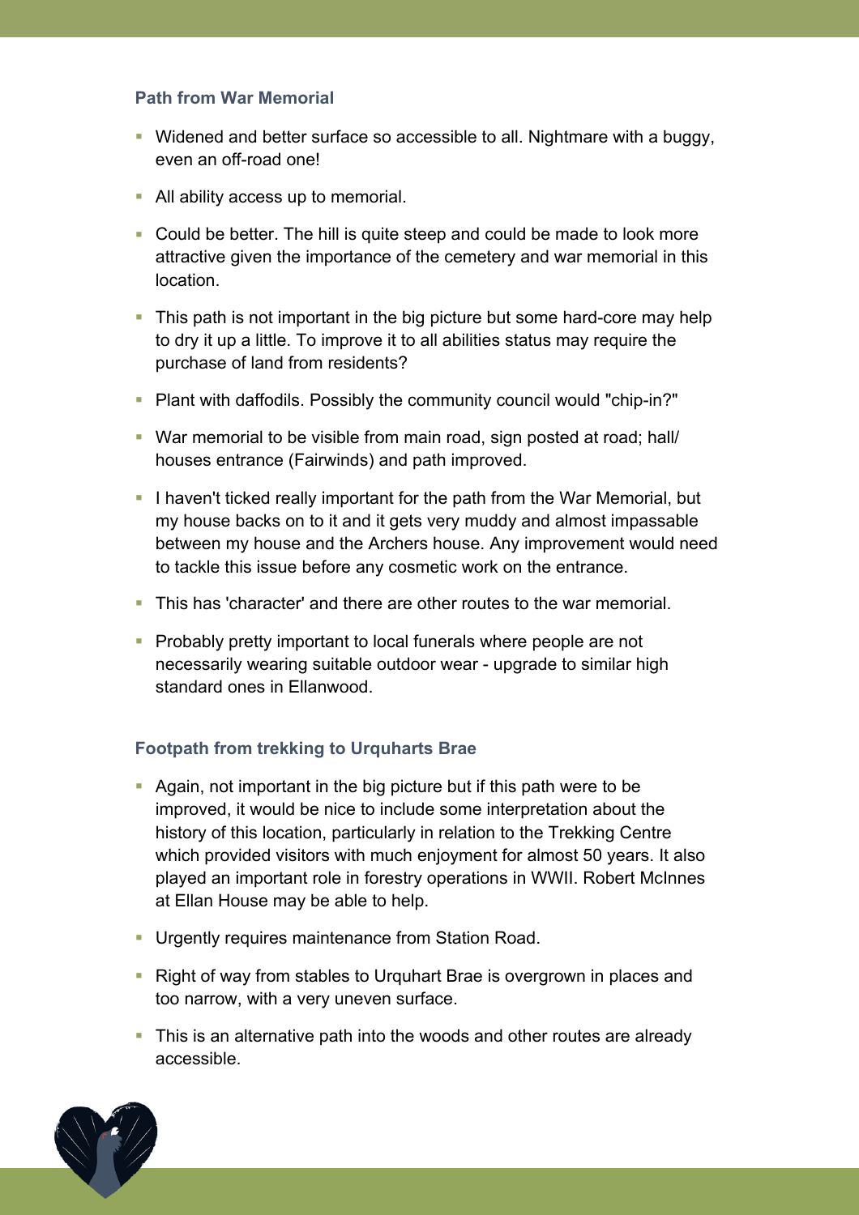### Path from War Memorial

- Widened and better surface so accessible to all. Nightmare with a buggy, even an off-road one!
- All ability access up to memorial.
- Could be better. The hill is quite steep and could be made to look more attractive given the importance of the cemetery and war memorial in this location.
- This path is not important in the big picture but some hard-core may help to dry it up a little. To improve it to all abilities status may require the purchase of land from residents?
- Plant with daffodils. Possibly the community council would "chip-in?"
- War memorial to be visible from main road, sign posted at road; hall/ houses entrance (Fairwinds) and path improved.
- I haven't ticked really important for the path from the War Memorial, but my house backs on to it and it gets very muddy and almost impassable between my house and the Archers house. Any improvement would need to tackle this issue before any cosmetic work on the entrance.
- This has 'character' and there are other routes to the war memorial.
- Probably pretty important to local funerals where people are not necessarily wearing suitable outdoor wear - upgrade to similar high standard ones in Ellanwood.

### Footpath from trekking to Urquharts Brae

- Again, not important in the big picture but if this path were to be improved, it would be nice to include some interpretation about the history of this location, particularly in relation to the Trekking Centre which provided visitors with much enjoyment for almost 50 years. It also played an important role in forestry operations in WWII. Robert McInnes at Ellan House may be able to help.
- Urgently requires maintenance from Station Road.
- Right of way from stables to Urquhart Brae is overgrown in places and too narrow, with a very uneven surface.
- This is an alternative path into the woods and other routes are already accessible.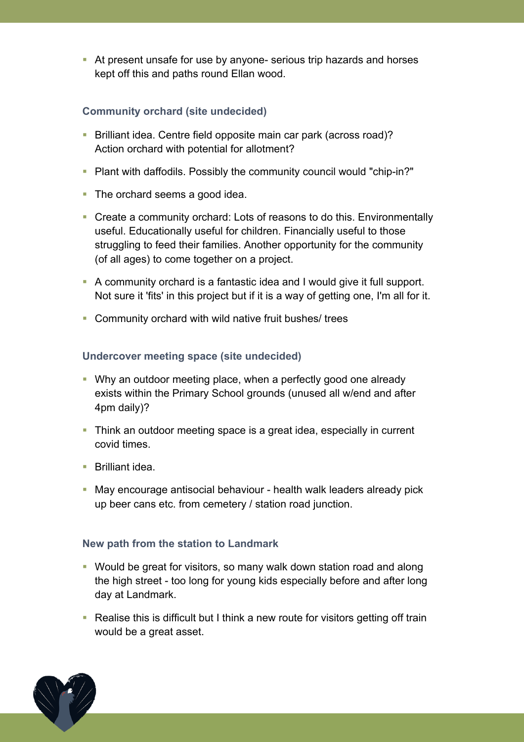- At present unsafe for use by anyone- serious trip hazards and horses kept off this and paths round Ellan wood.

### Community orchard (site undecided)

- Brilliant idea. Centre field opposite main car park (across road)? Action orchard with potential for allotment?
- Plant with daffodils. Possibly the community council would "chip-in?"
- The orchard seems a good idea.
- Create a community orchard: Lots of reasons to do this. Environmentally useful. Educationally useful for children. Financially useful to those struggling to feed their families. Another opportunity for the community (of all ages) to come together on a project.
- A community orchard is a fantastic idea and I would give it full support. Not sure it 'fits' in this project but if it is a way of getting one, I'm all for it.
- Community orchard with wild native fruit bushes/ trees

### Undercover meeting space (site undecided)

- Why an outdoor meeting place, when a perfectly good one already exists within the Primary School grounds (unused all w/end and after 4pm daily)?
- Think an outdoor meeting space is a great idea, especially in current covid times.
- Brilliant idea.
- May encourage antisocial behaviour - health walk leaders already pick up beer cans etc. from cemetery / station road junction.

### New path from the station to Landmark

- Would be great for visitors, so many walk down station road and along the high street - too long for young kids especially before and after long day at Landmark.
- Realise this is difficult but I think a new route for visitors getting off train would be a great asset.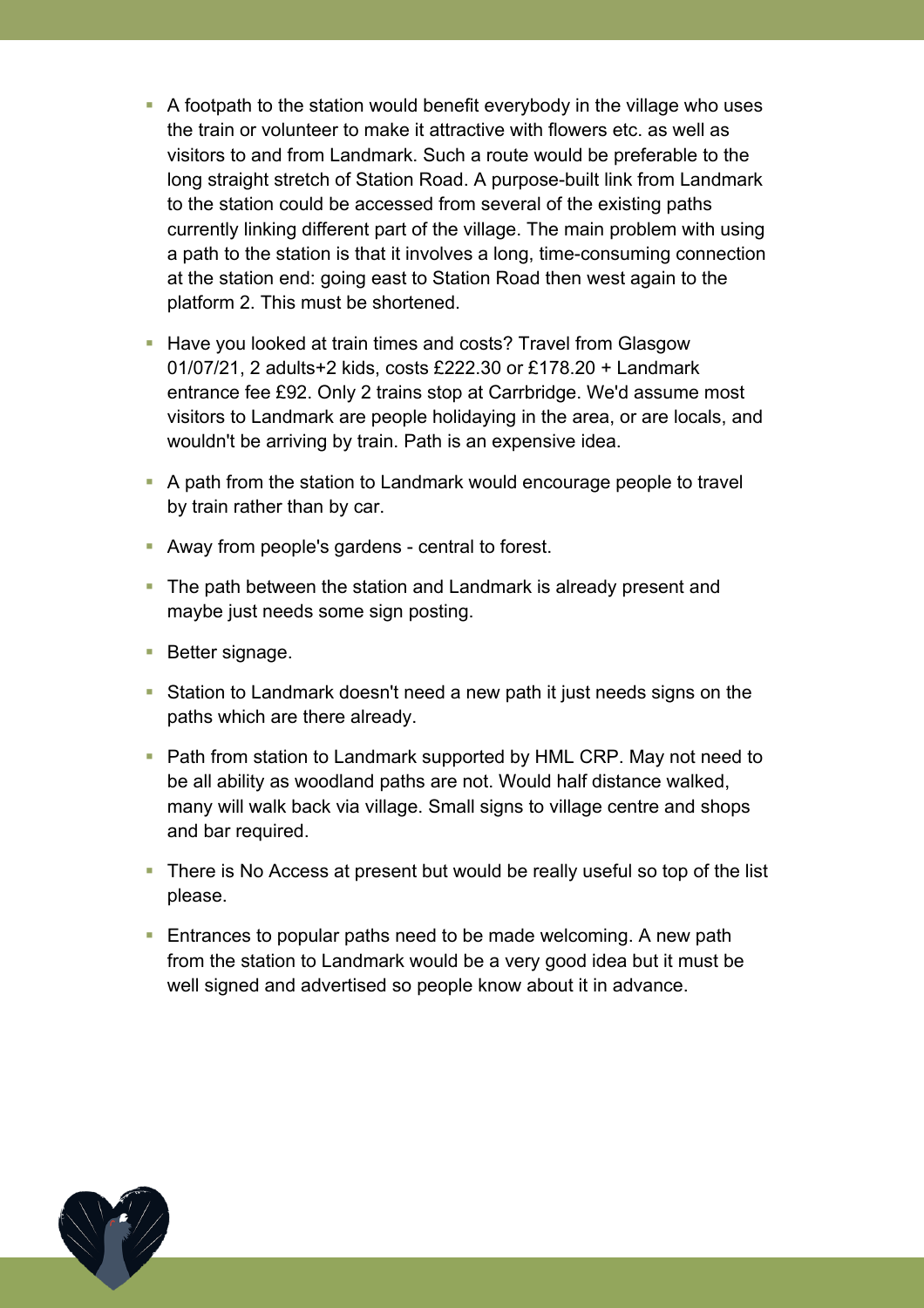- A footpath to the station would benefit everybody in the village who uses the train or volunteer to make it attractive with flowers etc. as well as visitors to and from Landmark. Such a route would be preferable to the long straight stretch of Station Road. A purpose-built link from Landmark to the station could be accessed from several of the existing paths currently linking different part of the village. The main problem with using a path to the station is that it involves a long, time-consuming connection at the station end: going east to Station Road then west again to the platform 2. This must be shortened.
- Have you looked at train times and costs? Travel from Glasgow 01/07/21, 2 adults+2 kids, costs £222.30 or £178.20 + Landmark entrance fee £92. Only 2 trains stop at Carrbridge. We'd assume most visitors to Landmark are people holidaying in the area, or are locals, and wouldn't be arriving by train. Path is an expensive idea.
- A path from the station to Landmark would encourage people to travel by train rather than by car.
- Away from people's gardens - central to forest.
- The path between the station and Landmark is already present and maybe just needs some sign posting.
- Better signage.
- Station to Landmark doesn't need a new path it just needs signs on the paths which are there already.
- Path from station to Landmark supported by HML CRP. May not need to be all ability as woodland paths are not. Would half distance walked, many will walk back via village. Small signs to village centre and shops and bar required.
- There is No Access at present but would be really useful so top of the list please.
- Entrances to popular paths need to be made welcoming. A new path from the station to Landmark would be a very good idea but it must be well signed and advertised so people know about it in advance.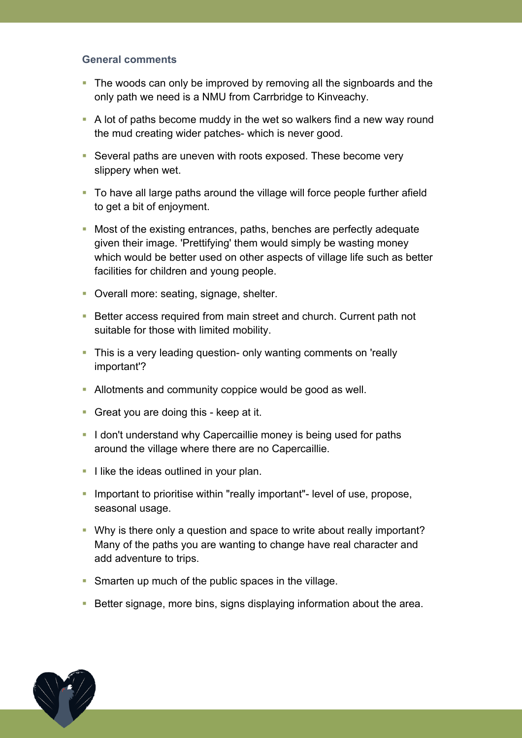### General comments

- The woods can only be improved by removing all the signboards and the only path we need is a NMU from Carrbridge to Kinveachy.
- A lot of paths become muddy in the wet so walkers find a new way round the mud creating wider patches- which is never good.
- Several paths are uneven with roots exposed. These become very slippery when wet.
- To have all large paths around the village will force people further afield to get a bit of enjoyment.
- Most of the existing entrances, paths, benches are perfectly adequate given their image. 'Prettifying' them would simply be wasting money which would be better used on other aspects of village life such as better facilities for children and young people.
- Overall more: seating, signage, shelter.
- Better access required from main street and church. Current path not suitable for those with limited mobility.
- This is a very leading question- only wanting comments on 'really important'?
- Allotments and community coppice would be good as well.
- Great you are doing this - keep at it.
- I don't understand why Capercaillie money is being used for paths around the village where there are no Capercaillie.
- I like the ideas outlined in your plan.
- Important to prioritise within "really important"- level of use, propose, seasonal usage.
- Why is there only a question and space to write about really important? Many of the paths you are wanting to change have real character and add adventure to trips.
- Smarten up much of the public spaces in the village.
- Better signage, more bins, signs displaying information about the area.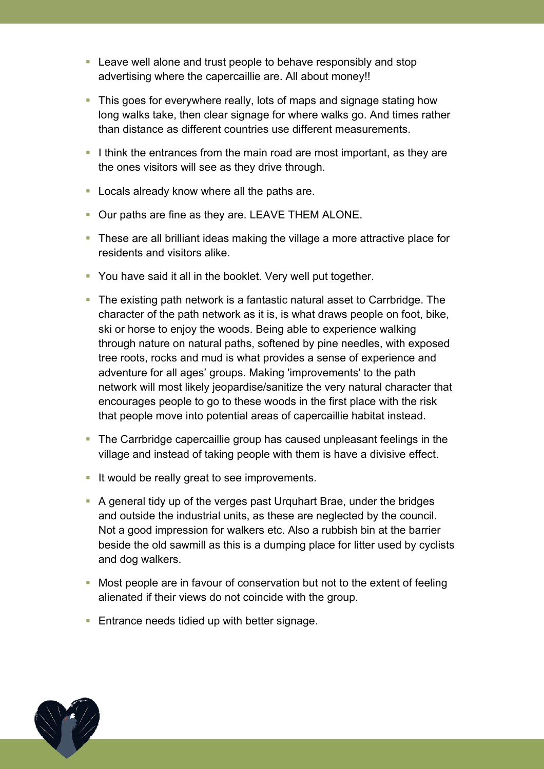- Leave well alone and trust people to behave responsibly and stop advertising where the capercaillie are. All about money!!
- This goes for everywhere really, lots of maps and signage stating how long walks take, then clear signage for where walks go. And times rather than distance as different countries use different measurements.
- I think the entrances from the main road are most important, as they are the ones visitors will see as they drive through.
- Locals already know where all the paths are.
- Our paths are fine as they are. LEAVE THEM ALONE.
- These are all brilliant ideas making the village a more attractive place for residents and visitors alike.
- You have said it all in the booklet. Very well put together.
- The existing path network is a fantastic natural asset to Carrbridge. The character of the path network as it is, is what draws people on foot, bike, ski or horse to enjoy the woods. Being able to experience walking through nature on natural paths, softened by pine needles, with exposed tree roots, rocks and mud is what provides a sense of experience and adventure for all ages' groups. Making 'improvements' to the path network will most likely jeopardise/sanitize the very natural character that encourages people to go to these woods in the first place with the risk that people move into potential areas of capercaillie habitat instead.
- The Carrbridge capercaillie group has caused unpleasant feelings in the village and instead of taking people with them is have a divisive effect.
- It would be really great to see improvements.
- A general tidy up of the verges past Urquhart Brae, under the bridges and outside the industrial units, as these are neglected by the council. Not a good impression for walkers etc. Also a rubbish bin at the barrier beside the old sawmill as this is a dumping place for litter used by cyclists and dog walkers.
- Most people are in favour of conservation but not to the extent of feeling alienated if their views do not coincide with the group.
- Entrance needs tidied up with better signage.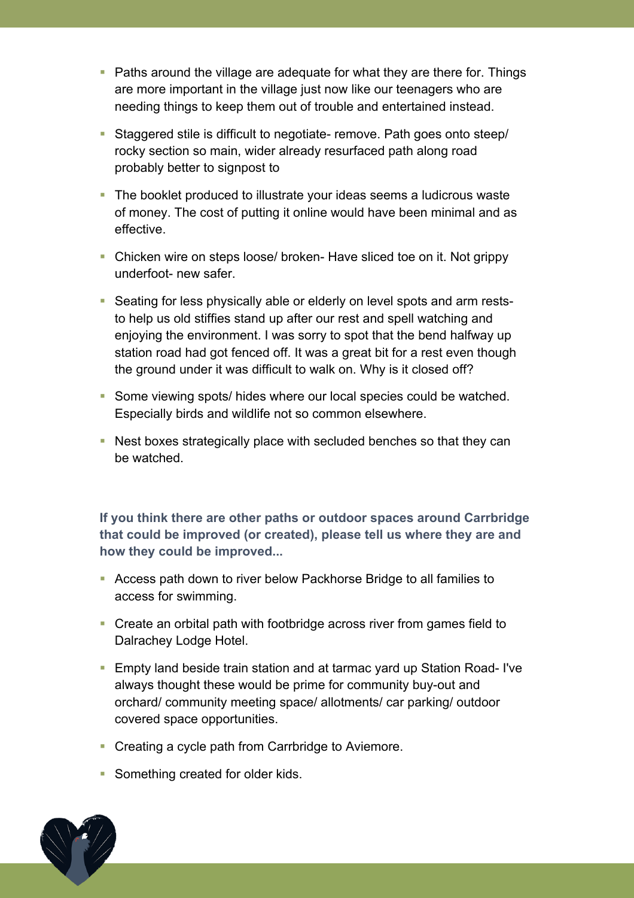- Paths around the village are adequate for what they are there for. Things are more important in the village just now like our teenagers who are needing things to keep them out of trouble and entertained instead.
- Staggered stile is difficult to negotiate- remove. Path goes onto steep/ rocky section so main, wider already resurfaced path along road probably better to signpost to
- The booklet produced to illustrate your ideas seems a ludicrous waste of money. The cost of putting it online would have been minimal and as effective.
- Chicken wire on steps loose/ broken- Have sliced toe on it. Not grippy underfoot- new safer.
- Seating for less physically able or elderly on level spots and arm rests- to help us old stiffies stand up after our rest and spell watching and enjoying the environment. I was sorry to spot that the bend halfway up station road had got fenced off. It was a great bit for a rest even though the ground under it was difficult to walk on. Why is it closed off?
- Some viewing spots/ hides where our local species could be watched. Especially birds and wildlife not so common elsewhere.
- Nest boxes strategically place with secluded benches so that they can be watched.

**If you think there are other paths or outdoor spaces around Carrbridge that could be improved (or created), please tell us where they are and how they could be improved...**

- Access path down to river below Packhorse Bridge to all families to access for swimming.
- Create an orbital path with footbridge across river from games field to Dalrachey Lodge Hotel.
- Empty land beside train station and at tarmac yard up Station Road- I've always thought these would be prime for community buy-out and orchard/ community meeting space/ allotments/ car parking/ outdoor covered space opportunities.
- Creating a cycle path from Carrbridge to Aviemore.
- Something created for older kids.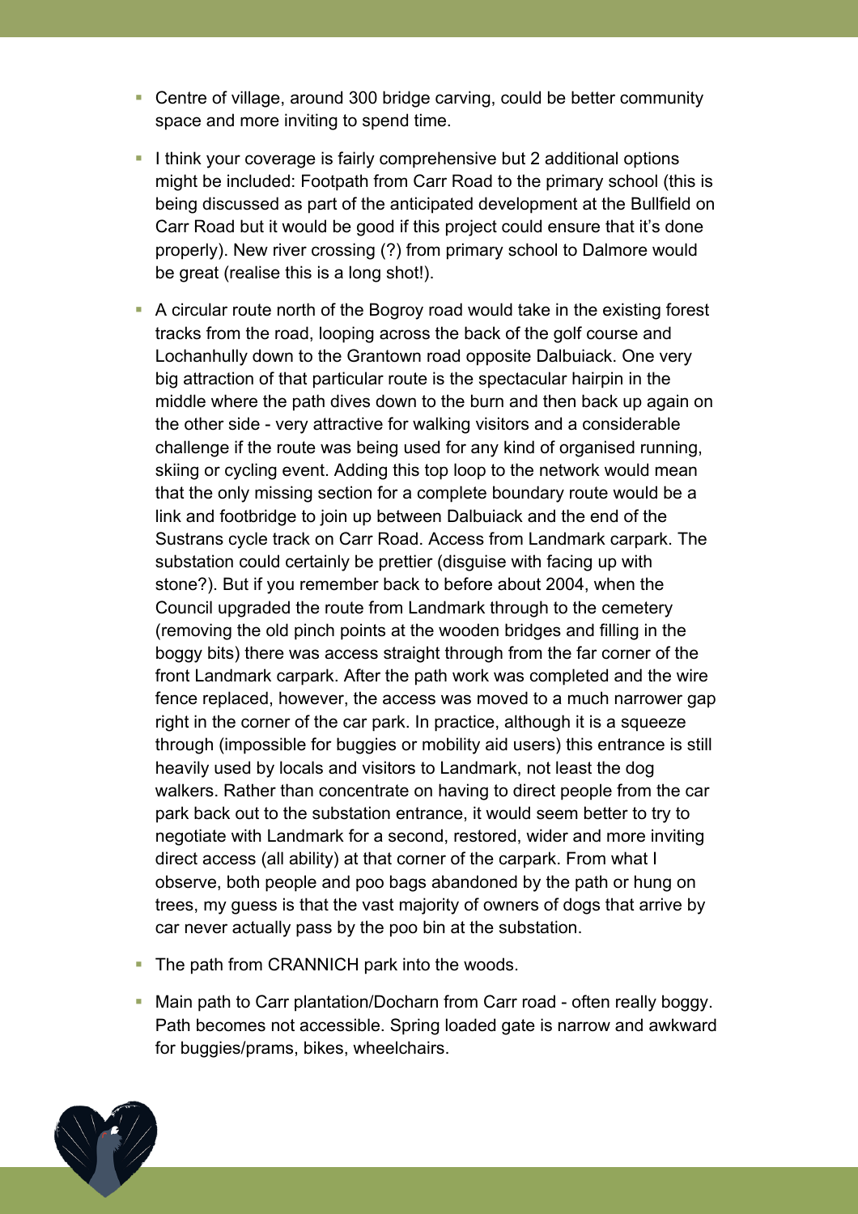- Centre of village, around 300 bridge carving, could be better community space and more inviting to spend time.
- I think your coverage is fairly comprehensive but 2 additional options might be included: Footpath from Carr Road to the primary school (this is being discussed as part of the anticipated development at the Bullfield on Carr Road but it would be good if this project could ensure that it's done properly). New river crossing (?) from primary school to Dalmore would be great (realise this is a long shot!).
- A circular route north of the Bogroy road would take in the existing forest tracks from the road, looping across the back of the golf course and Lochanhully down to the Grantown road opposite Dalbuiack. One very big attraction of that particular route is the spectacular hairpin in the middle where the path dives down to the burn and then back up again on the other side - very attractive for walking visitors and a considerable challenge if the route was being used for any kind of organised running, skiing or cycling event. Adding this top loop to the network would mean that the only missing section for a complete boundary route would be a link and footbridge to join up between Dalbuiack and the end of the Sustrans cycle track on Carr Road. Access from Landmark carpark. The substation could certainly be prettier (disguise with facing up with stone?). But if you remember back to before about 2004, when the Council upgraded the route from Landmark through to the cemetery (removing the old pinch points at the wooden bridges and filling in the boggy bits) there was access straight through from the far corner of the front Landmark carpark. After the path work was completed and the wire fence replaced, however, the access was moved to a much narrower gap right in the corner of the car park. In practice, although it is a squeeze through (impossible for buggies or mobility aid users) this entrance is still heavily used by locals and visitors to Landmark, not least the dog walkers. Rather than concentrate on having to direct people from the car park back out to the substation entrance, it would seem better to try to negotiate with Landmark for a second, restored, wider and more inviting direct access (all ability) at that corner of the carpark. From what I observe, both people and poo bags abandoned by the path or hung on trees, my guess is that the vast majority of owners of dogs that arrive by car never actually pass by the poo bin at the substation.
- The path from CRANNICH park into the woods.
- Main path to Carr plantation/Docharn from Carr road - often really boggy. Path becomes not accessible. Spring loaded gate is narrow and awkward for buggies/prams, bikes, wheelchairs.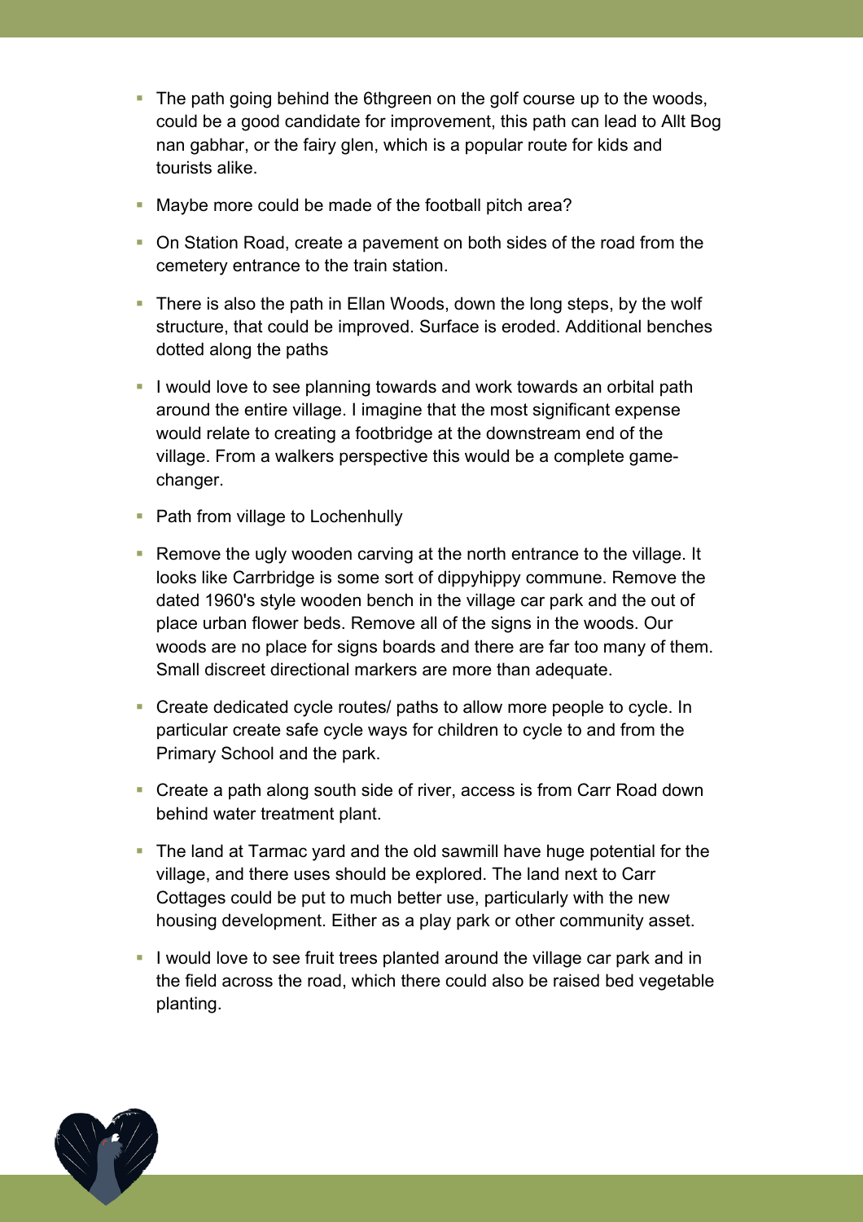- The path going behind the 6thgreen on the golf course up to the woods, could be a good candidate for improvement, this path can lead to Allt Bog nan gabhar, or the fairy glen, which is a popular route for kids and tourists alike.
- Maybe more could be made of the football pitch area?
- On Station Road, create a pavement on both sides of the road from the cemetery entrance to the train station.
- There is also the path in Ellan Woods, down the long steps, by the wolf structure, that could be improved. Surface is eroded. Additional benches dotted along the paths
- I would love to see planning towards and work towards an orbital path around the entire village. I imagine that the most significant expense would relate to creating a footbridge at the downstream end of the village. From a walkers perspective this would be a complete game-changer.
- Path from village to Lochenhully
- Remove the ugly wooden carving at the north entrance to the village. It looks like Carrbridge is some sort of dippyhippy commune. Remove the dated 1960's style wooden bench in the village car park and the out of place urban flower beds. Remove all of the signs in the woods. Our woods are no place for signs boards and there are far too many of them. Small discreet directional markers are more than adequate.
- Create dedicated cycle routes/ paths to allow more people to cycle. In particular create safe cycle ways for children to cycle to and from the Primary School and the park.
- Create a path along south side of river, access is from Carr Road down behind water treatment plant.
- The land at Tarmac yard and the old sawmill have huge potential for the village, and there uses should be explored. The land next to Carr Cottages could be put to much better use, particularly with the new housing development. Either as a play park or other community asset.
- I would love to see fruit trees planted around the village car park and in the field across the road, which there could also be raised bed vegetable planting.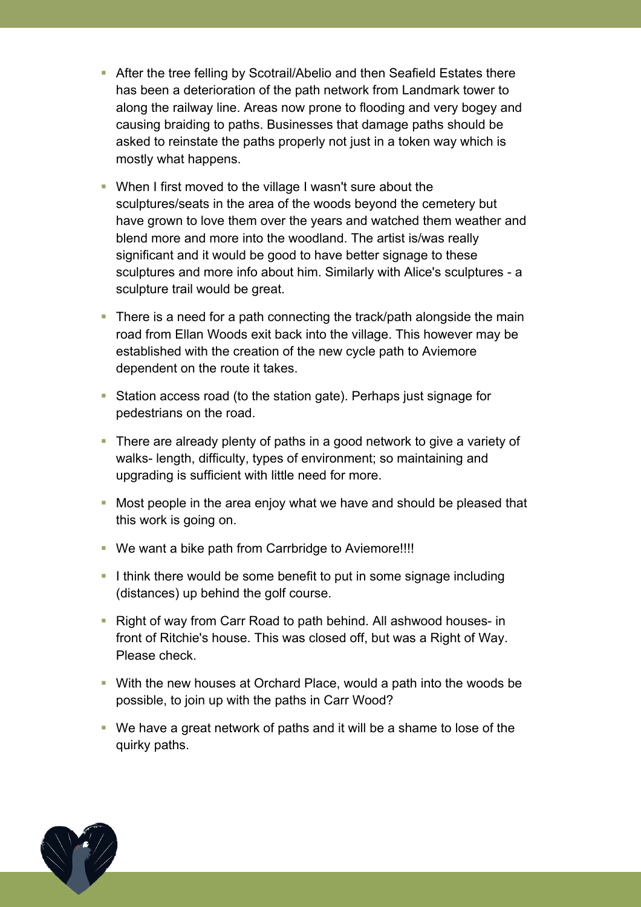- After the tree felling by Scotrail/Abelio and then Seafield Estates there has been a deterioration of the path network from Landmark tower to along the railway line. Areas now prone to flooding and very bogey and causing braiding to paths. Businesses that damage paths should be asked to reinstate the paths properly not just in a token way which is mostly what happens.
- When I first moved to the village I wasn't sure about the sculptures/seats in the area of the woods beyond the cemetery but have grown to love them over the years and watched them weather and blend more and more into the woodland. The artist is/was really significant and it would be good to have better signage to these sculptures and more info about him. Similarly with Alice's sculptures - a sculpture trail would be great.
- There is a need for a path connecting the track/path alongside the main road from Ellan Woods exit back into the village. This however may be established with the creation of the new cycle path to Aviemore dependent on the route it takes.
- Station access road (to the station gate). Perhaps just signage for pedestrians on the road.
- There are already plenty of paths in a good network to give a variety of walks- length, difficulty, types of environment; so maintaining and upgrading is sufficient with little need for more.
- Most people in the area enjoy what we have and should be pleased that this work is going on.
- We want a bike path from Carrbridge to Aviemore!!!!
- I think there would be some benefit to put in some signage including (distances) up behind the golf course.
- Right of way from Carr Road to path behind. All ashwood houses- in front of Ritchie's house. This was closed off, but was a Right of Way. Please check.
- With the new houses at Orchard Place, would a path into the woods be possible, to join up with the paths in Carr Wood?
- We have a great network of paths and it will be a shame to lose of the quirky paths.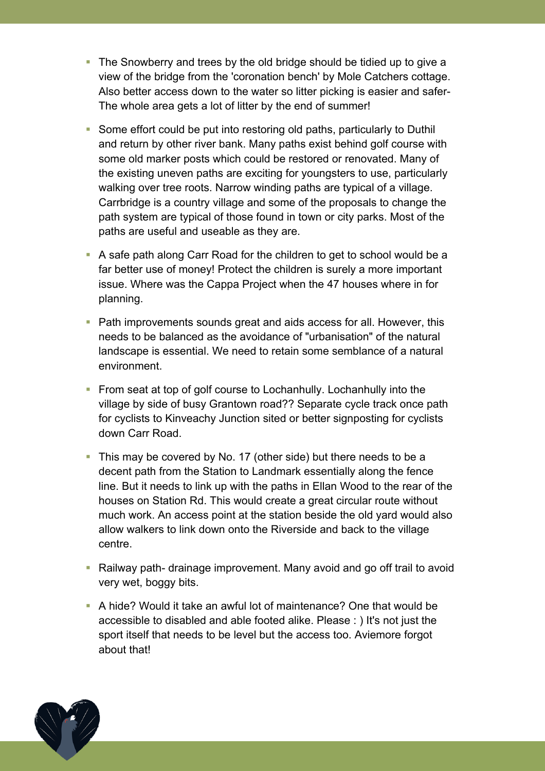- The Snowberry and trees by the old bridge should be tidied up to give a view of the bridge from the 'coronation bench' by Mole Catchers cottage. Also better access down to the water so litter picking is easier and safer- The whole area gets a lot of litter by the end of summer!
- Some effort could be put into restoring old paths, particularly to Duthil and return by other river bank. Many paths exist behind golf course with some old marker posts which could be restored or renovated. Many of the existing uneven paths are exciting for youngsters to use, particularly walking over tree roots. Narrow winding paths are typical of a village. Carrbridge is a country village and some of the proposals to change the path system are typical of those found in town or city parks. Most of the paths are useful and useable as they are.
- A safe path along Carr Road for the children to get to school would be a far better use of money! Protect the children is surely a more important issue. Where was the Cappa Project when the 47 houses where in for planning.
- Path improvements sounds great and aids access for all. However, this needs to be balanced as the avoidance of "urbanisation" of the natural landscape is essential. We need to retain some semblance of a natural environment.
- From seat at top of golf course to Lochanhully. Lochanhully into the village by side of busy Grantown road?? Separate cycle track once path for cyclists to Kinveachy Junction sited or better signposting for cyclists down Carr Road.
- This may be covered by No. 17 (other side) but there needs to be a decent path from the Station to Landmark essentially along the fence line. But it needs to link up with the paths in Ellan Wood to the rear of the houses on Station Rd. This would create a great circular route without much work. An access point at the station beside the old yard would also allow walkers to link down onto the Riverside and back to the village centre.
- Railway path- drainage improvement. Many avoid and go off trail to avoid very wet, boggy bits.
- A hide? Would it take an awful lot of maintenance? One that would be accessible to disabled and able footed alike. Please : ) It's not just the sport itself that needs to be level but the access too. Aviemore forgot about that!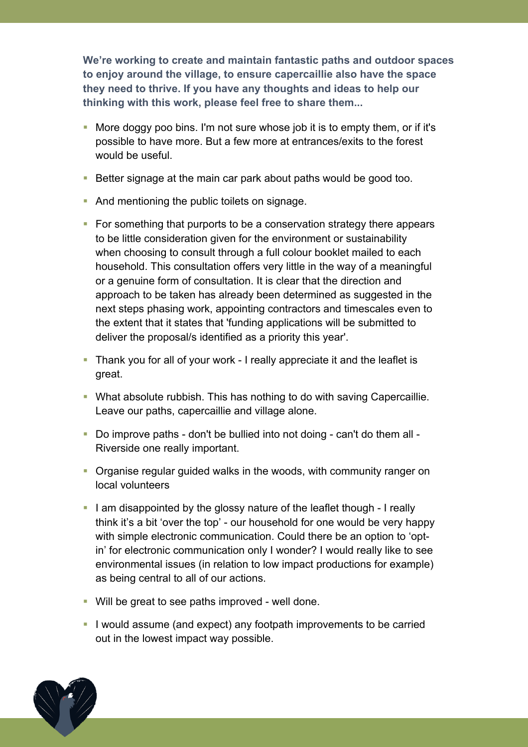**We're working to create and maintain fantastic paths and outdoor spaces to enjoy around the village, to ensure capercaillie also have the space they need to thrive. If you have any thoughts and ideas to help our thinking with this work, please feel free to share them...**

- More doggy poo bins. I'm not sure whose job it is to empty them, or if it's possible to have more. But a few more at entrances/exits to the forest would be useful.
- Better signage at the main car park about paths would be good too.
- And mentioning the public toilets on signage.
- For something that purports to be a conservation strategy there appears to be little consideration given for the environment or sustainability when choosing to consult through a full colour booklet mailed to each household. This consultation offers very little in the way of a meaningful or a genuine form of consultation. It is clear that the direction and approach to be taken has already been determined as suggested in the next steps phasing work, appointing contractors and timescales even to the extent that it states that 'funding applications will be submitted to deliver the proposal/s identified as a priority this year'.
- Thank you for all of your work - I really appreciate it and the leaflet is great.
- What absolute rubbish. This has nothing to do with saving Capercaillie. Leave our paths, capercaillie and village alone.
- Do improve paths - don't be bullied into not doing - can't do them all - Riverside one really important.
- Organise regular guided walks in the woods, with community ranger on local volunteers
- I am disappointed by the glossy nature of the leaflet though - I really think it's a bit 'over the top' - our household for one would be very happy with simple electronic communication. Could there be an option to 'opt-in' for electronic communication only I wonder? I would really like to see environmental issues (in relation to low impact productions for example) as being central to all of our actions.
- Will be great to see paths improved - well done.
- I would assume (and expect) any footpath improvements to be carried out in the lowest impact way possible.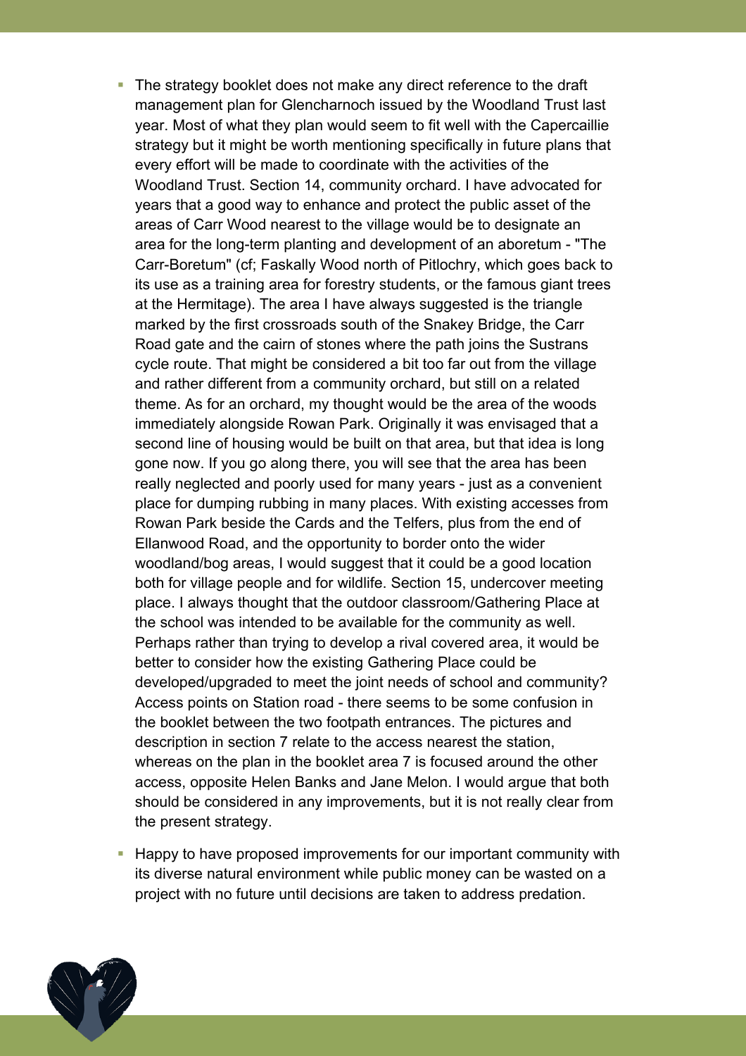- The strategy booklet does not make any direct reference to the draft management plan for Glencharnoch issued by the Woodland Trust last year. Most of what they plan would seem to fit well with the Capercaillie strategy but it might be worth mentioning specifically in future plans that every effort will be made to coordinate with the activities of the Woodland Trust. Section 14, community orchard. I have advocated for years that a good way to enhance and protect the public asset of the areas of Carr Wood nearest to the village would be to designate an area for the long-term planting and development of an aboretum - "The Carr-Boretum" (cf; Faskally Wood north of Pitlochry, which goes back to its use as a training area for forestry students, or the famous giant trees at the Hermitage). The area I have always suggested is the triangle marked by the first crossroads south of the Snakey Bridge, the Carr Road gate and the cairn of stones where the path joins the Sustrans cycle route. That might be considered a bit too far out from the village and rather different from a community orchard, but still on a related theme. As for an orchard, my thought would be the area of the woods immediately alongside Rowan Park. Originally it was envisaged that a second line of housing would be built on that area, but that idea is long gone now. If you go along there, you will see that the area has been really neglected and poorly used for many years - just as a convenient place for dumping rubbing in many places. With existing accesses from Rowan Park beside the Cards and the Telfers, plus from the end of Ellanwood Road, and the opportunity to border onto the wider woodland/bog areas, I would suggest that it could be a good location both for village people and for wildlife. Section 15, undercover meeting place. I always thought that the outdoor classroom/Gathering Place at the school was intended to be available for the community as well. Perhaps rather than trying to develop a rival covered area, it would be better to consider how the existing Gathering Place could be developed/upgraded to meet the joint needs of school and community? Access points on Station road - there seems to be some confusion in the booklet between the two footpath entrances. The pictures and description in section 7 relate to the access nearest the station, whereas on the plan in the booklet area 7 is focused around the other access, opposite Helen Banks and Jane Melon. I would argue that both should be considered in any improvements, but it is not really clear from the present strategy.
- Happy to have proposed improvements for our important community with its diverse natural environment while public money can be wasted on a project with no future until decisions are taken to address predation.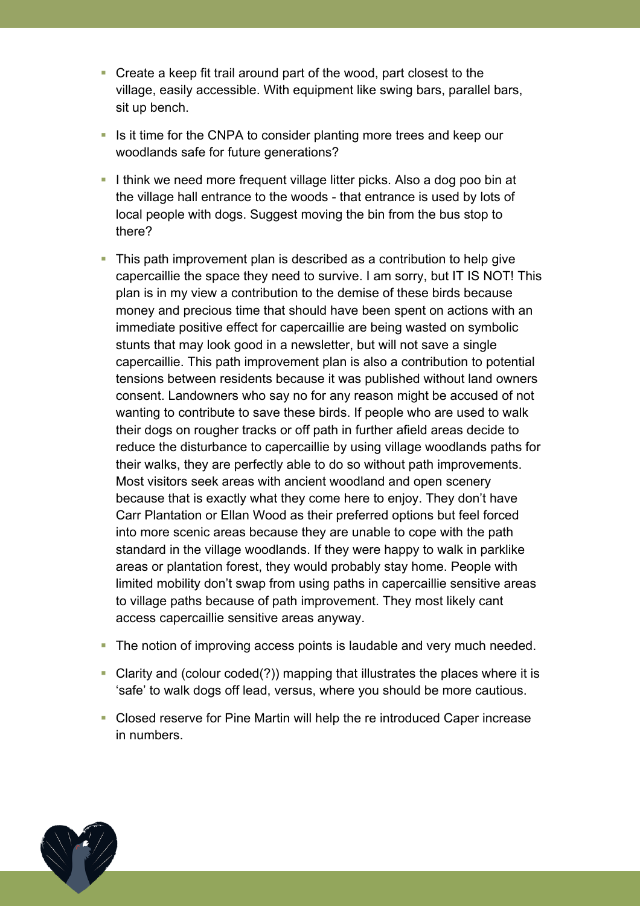- Create a keep fit trail around part of the wood, part closest to the village, easily accessible. With equipment like swing bars, parallel bars, sit up bench.
- Is it time for the CNPA to consider planting more trees and keep our woodlands safe for future generations?
- I think we need more frequent village litter picks. Also a dog poo bin at the village hall entrance to the woods - that entrance is used by lots of local people with dogs. Suggest moving the bin from the bus stop to there?
- This path improvement plan is described as a contribution to help give capercaillie the space they need to survive. I am sorry, but IT IS NOT! This plan is in my view a contribution to the demise of these birds because money and precious time that should have been spent on actions with an immediate positive effect for capercaillie are being wasted on symbolic stunts that may look good in a newsletter, but will not save a single capercaillie. This path improvement plan is also a contribution to potential tensions between residents because it was published without land owners consent. Landowners who say no for any reason might be accused of not wanting to contribute to save these birds. If people who are used to walk their dogs on rougher tracks or off path in further afield areas decide to reduce the disturbance to capercaillie by using village woodlands paths for their walks, they are perfectly able to do so without path improvements. Most visitors seek areas with ancient woodland and open scenery because that is exactly what they come here to enjoy. They don't have Carr Plantation or Ellan Wood as their preferred options but feel forced into more scenic areas because they are unable to cope with the path standard in the village woodlands. If they were happy to walk in parklike areas or plantation forest, they would probably stay home. People with limited mobility don't swap from using paths in capercaillie sensitive areas to village paths because of path improvement. They most likely cant access capercaillie sensitive areas anyway.
- The notion of improving access points is laudable and very much needed.
- Clarity and (colour coded(?)) mapping that illustrates the places where it is 'safe' to walk dogs off lead, versus, where you should be more cautious.
- Closed reserve for Pine Martin will help the re introduced Caper increase in numbers.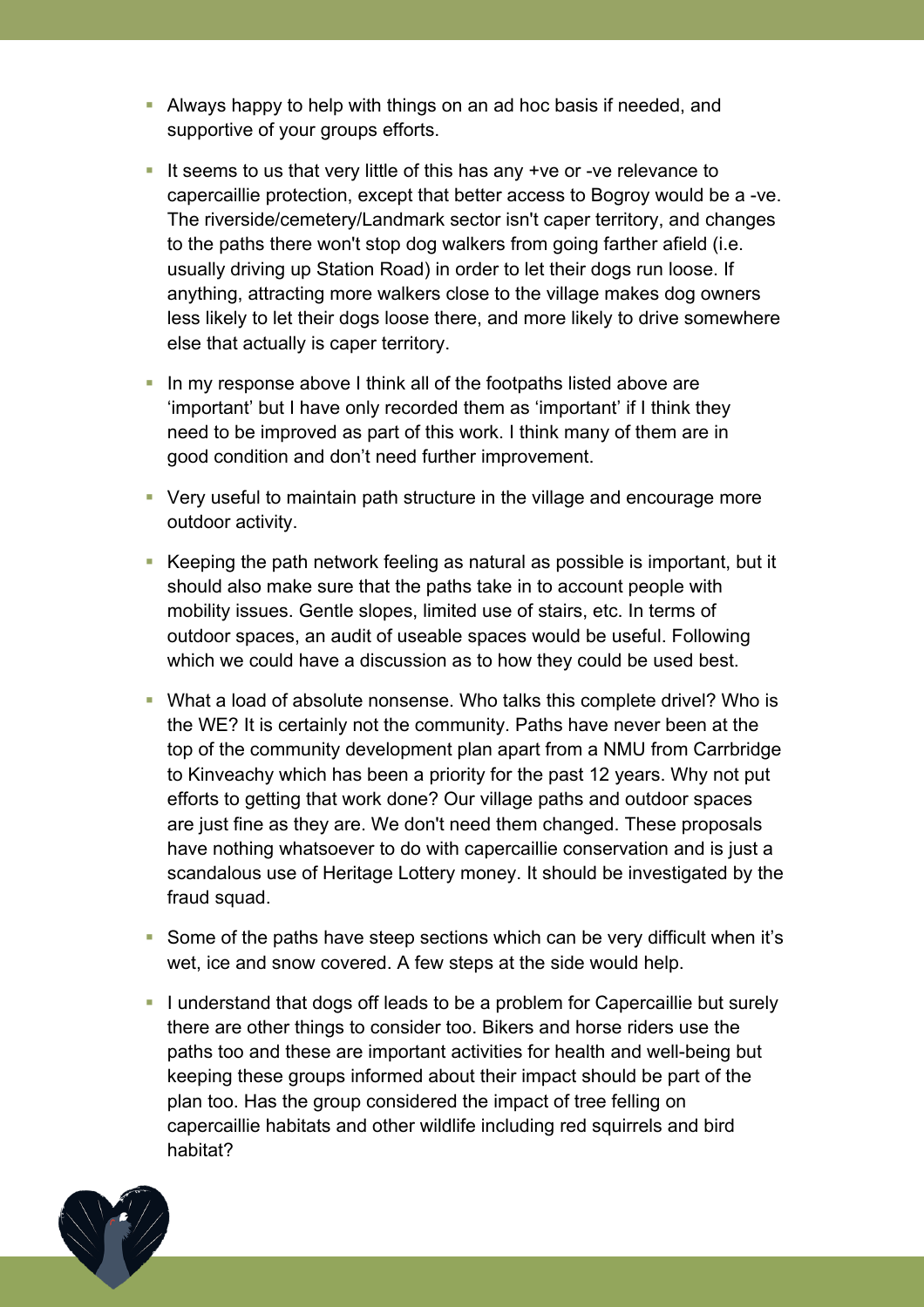- Always happy to help with things on an ad hoc basis if needed, and supportive of your groups efforts.

- It seems to us that very little of this has any +ve or -ve relevance to capercaillie protection, except that better access to Bogroy would be a -ve. The riverside/cemetery/Landmark sector isn't caper territory, and changes to the paths there won't stop dog walkers from going farther afield (i.e. usually driving up Station Road) in order to let their dogs run loose. If anything, attracting more walkers close to the village makes dog owners less likely to let their dogs loose there, and more likely to drive somewhere else that actually is caper territory.

- In my response above I think all of the footpaths listed above are 'important' but I have only recorded them as 'important' if I think they need to be improved as part of this work. I think many of them are in good condition and don't need further improvement.

- Very useful to maintain path structure in the village and encourage more outdoor activity.

- Keeping the path network feeling as natural as possible is important, but it should also make sure that the paths take in to account people with mobility issues. Gentle slopes, limited use of stairs, etc. In terms of outdoor spaces, an audit of useable spaces would be useful. Following which we could have a discussion as to how they could be used best.

- What a load of absolute nonsense. Who talks this complete drivel? Who is the WE? It is certainly not the community. Paths have never been at the top of the community development plan apart from a NMU from Carrbridge to Kinveachy which has been a priority for the past 12 years. Why not put efforts to getting that work done? Our village paths and outdoor spaces are just fine as they are. We don't need them changed. These proposals have nothing whatsoever to do with capercaillie conservation and is just a scandalous use of Heritage Lottery money. It should be investigated by the fraud squad.

- Some of the paths have steep sections which can be very difficult when it's wet, ice and snow covered. A few steps at the side would help.

- I understand that dogs off leads to be a problem for Capercaillie but surely there are other things to consider too. Bikers and horse riders use the paths too and these are important activities for health and well-being but keeping these groups informed about their impact should be part of the plan too. Has the group considered the impact of tree felling on capercaillie habitats and other wildlife including red squirrels and bird habitat?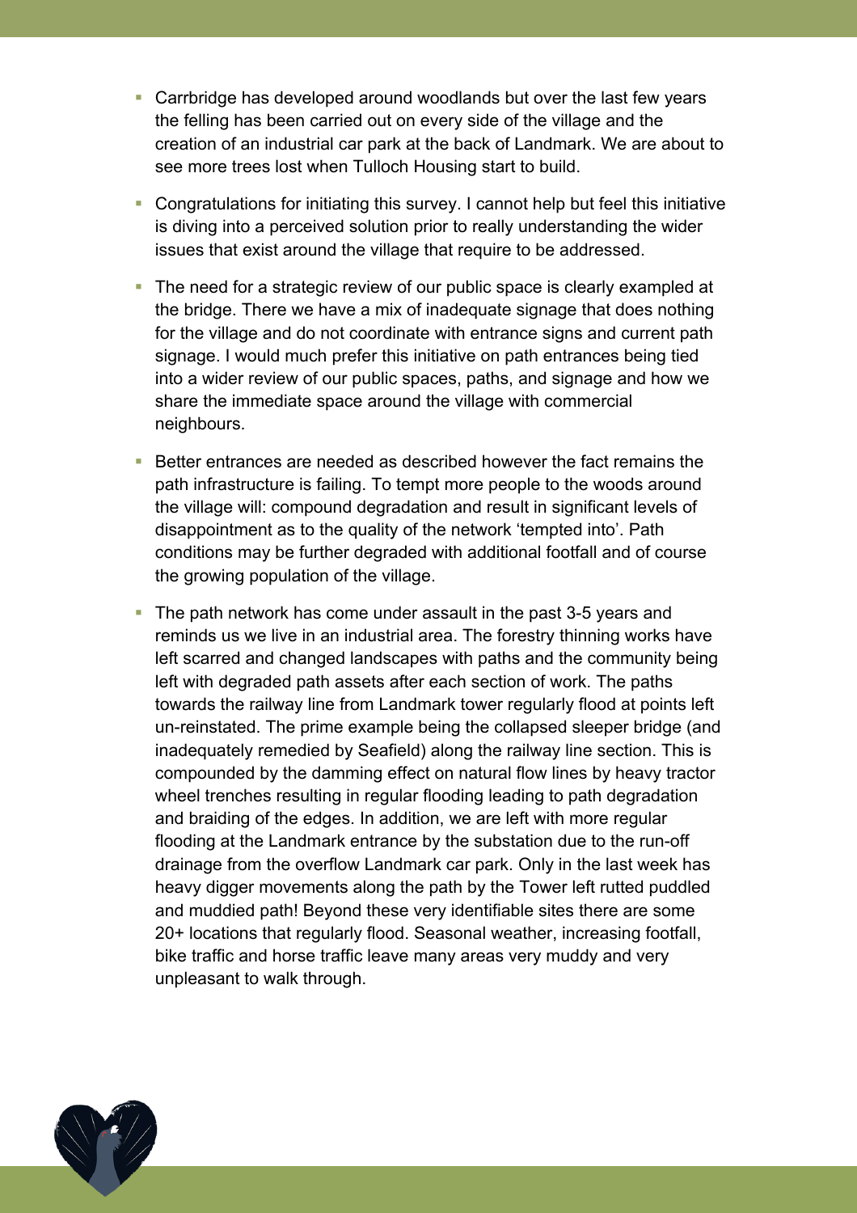- Carrbridge has developed around woodlands but over the last few years the felling has been carried out on every side of the village and the creation of an industrial car park at the back of Landmark. We are about to see more trees lost when Tulloch Housing start to build.

- Congratulations for initiating this survey. I cannot help but feel this initiative is diving into a perceived solution prior to really understanding the wider issues that exist around the village that require to be addressed.

- The need for a strategic review of our public space is clearly exampled at the bridge. There we have a mix of inadequate signage that does nothing for the village and do not coordinate with entrance signs and current path signage. I would much prefer this initiative on path entrances being tied into a wider review of our public spaces, paths, and signage and how we share the immediate space around the village with commercial neighbours.

- Better entrances are needed as described however the fact remains the path infrastructure is failing. To tempt more people to the woods around the village will: compound degradation and result in significant levels of disappointment as to the quality of the network 'tempted into'. Path conditions may be further degraded with additional footfall and of course the growing population of the village.

- The path network has come under assault in the past 3-5 years and reminds us we live in an industrial area. The forestry thinning works have left scarred and changed landscapes with paths and the community being left with degraded path assets after each section of work. The paths towards the railway line from Landmark tower regularly flood at points left un-reinstated. The prime example being the collapsed sleeper bridge (and inadequately remedied by Seafield) along the railway line section. This is compounded by the damming effect on natural flow lines by heavy tractor wheel trenches resulting in regular flooding leading to path degradation and braiding of the edges. In addition, we are left with more regular flooding at the Landmark entrance by the substation due to the run-off drainage from the overflow Landmark car park. Only in the last week has heavy digger movements along the path by the Tower left rutted puddled and muddied path! Beyond these very identifiable sites there some 20+ locations that regularly flood. Seasonal weather, increasing footfall, bike traffic and horse traffic leave many areas very muddy and very unpleasant to walk through.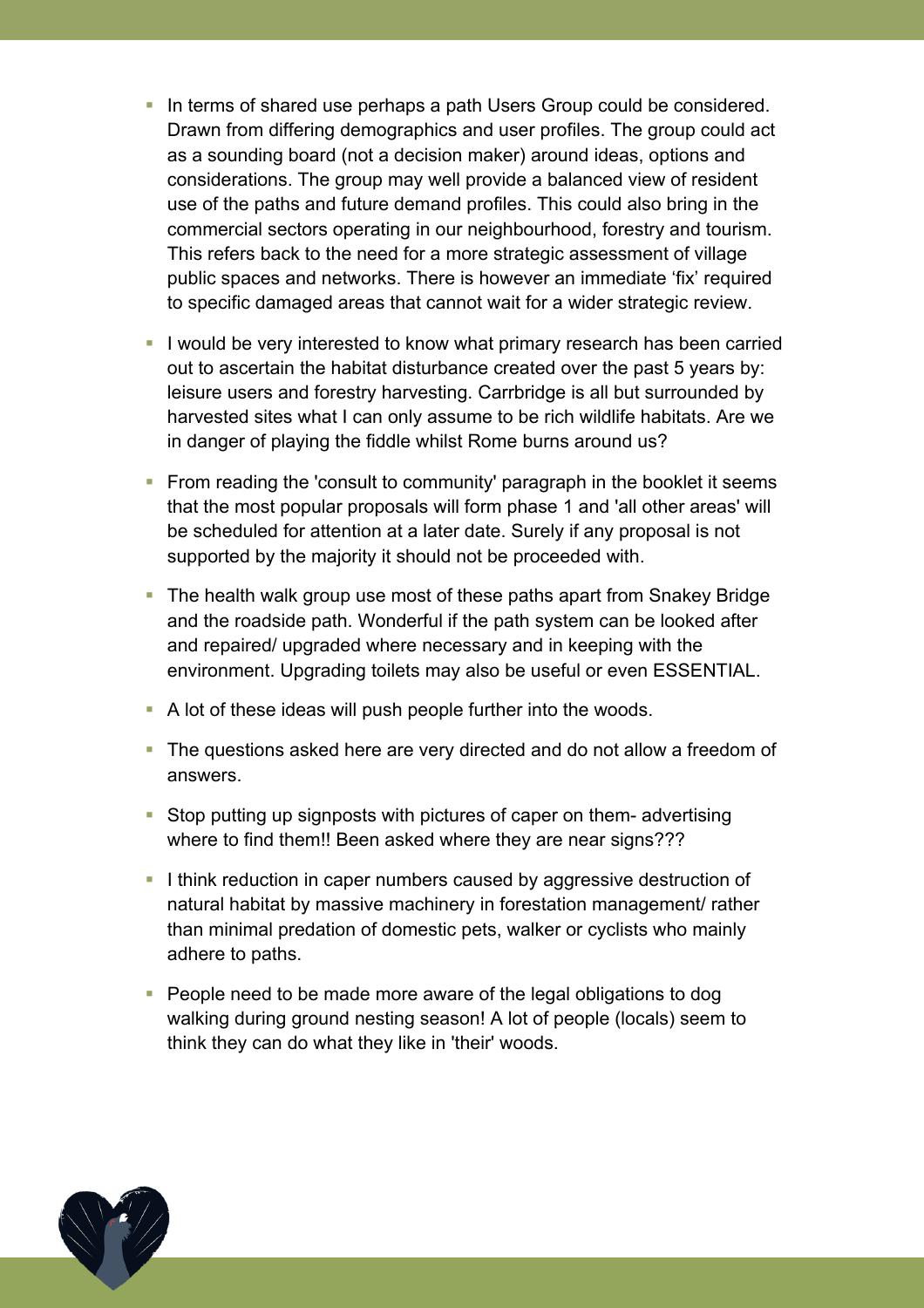- In terms of shared use perhaps a path Users Group could be considered. Drawn from differing demographics and user profiles. The group could act as a sounding board (not a decision maker) around ideas, options and considerations. The group may well provide a balanced view of resident use of the paths and future demand profiles. This could also bring in the commercial sectors operating in our neighbourhood, forestry and tourism. This refers back to the need for a more strategic assessment of village public spaces and networks. There is however an immediate 'fix' required to specific damaged areas that cannot wait for a wider strategic review.
- I would be very interested to know what primary research has been carried out to ascertain the habitat disturbance created over the past 5 years by: leisure users and forestry harvesting. Carrbridge is all but surrounded by harvested sites what I can only assume to be rich wildlife habitats. Are we in danger of playing the fiddle whilst Rome burns around us?
- From reading the 'consult to community' paragraph in the booklet it seems that the most popular proposals will form phase 1 and 'all other areas' will be scheduled for attention at a later date. Surely if any proposal is not supported by the majority it should not be proceeded with.
- The health walk group use most of these paths apart from Snakey Bridge and the roadside path. Wonderful if the path system can be looked after and repaired/ upgraded where necessary and in keeping with the environment. Upgrading toilets may also be useful or even ESSENTIAL.
- A lot of these ideas will push people further into the woods.
- The questions asked here are very directed and do not allow a freedom of answers.
- Stop putting up signposts with pictures of caper on them- advertising where to find them!! Been asked where they are near signs???
- I think reduction in caper numbers caused by aggressive destruction of natural habitat by massive machinery in forestation management/ rather than minimal predation of domestic pets, walker or cyclists who mainly adhere to paths.
- People need to be made more aware of the legal obligations to dog walking during ground nesting season! A lot of people (locals) seem to think they can do what they like in 'their' woods.